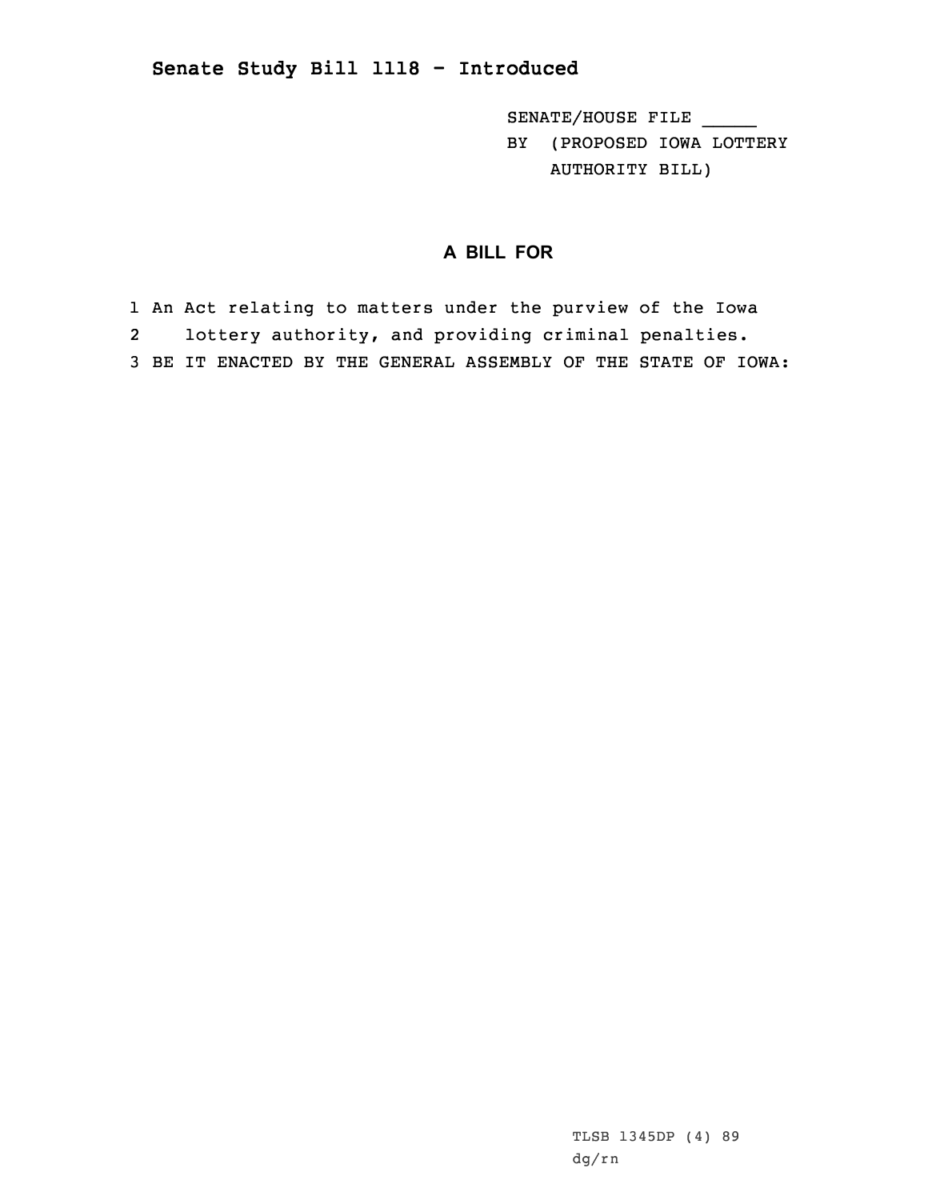## Senate Study Bill 1118 - Introduced

SENATE/HOUSE FILE _____

BY (PROPOSED IOWA LOTTERY AUTHORITY BILL)

### A BILL FOR

1 An Act relating to matters under the purview of the Iowa
2 lottery authority, and providing criminal penalties.
3 BE IT ENACTED BY THE GENERAL ASSEMBLY OF THE STATE OF IOWA:

TLSB 1345DP (4) 89
dg/rn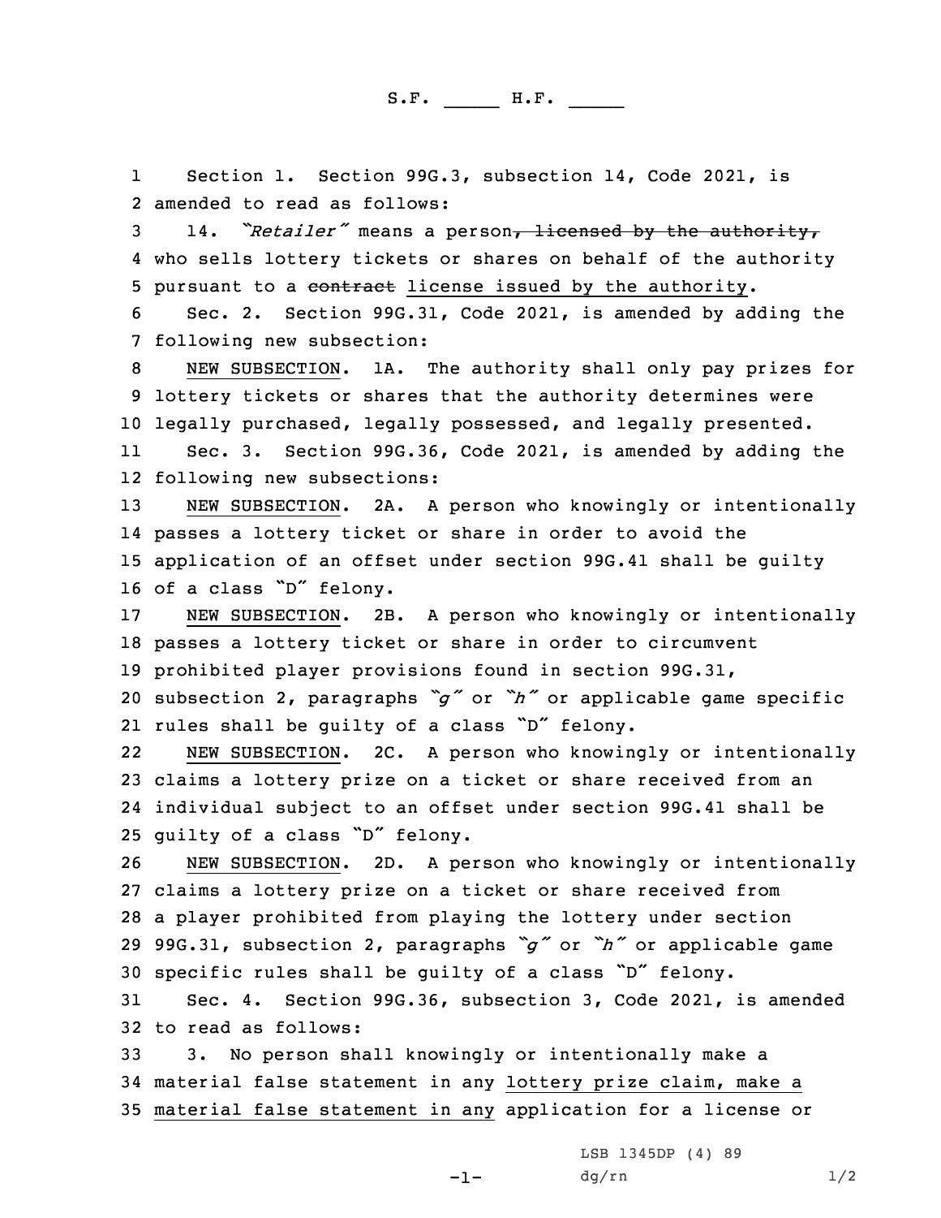S.F. _____ H.F. _____

Section 1. Section 99G.3, subsection 14, Code 2021, is amended to read as follows:

14. *"Retailer"* means a person~~, licensed by the authority,~~ who sells lottery tickets or shares on behalf of the authority pursuant to a ~~contract~~ license issued by the authority.

Sec. 2. Section 99G.31, Code 2021, is amended by adding the following new subsection:

NEW SUBSECTION. 1A. The authority shall only pay prizes for lottery tickets or shares that the authority determines were legally purchased, legally possessed, and legally presented.

Sec. 3. Section 99G.36, Code 2021, is amended by adding the following new subsections:

NEW SUBSECTION. 2A. A person who knowingly or intentionally passes a lottery ticket or share in order to avoid the application of an offset under section 99G.41 shall be guilty of a class "D" felony.

NEW SUBSECTION. 2B. A person who knowingly or intentionally passes a lottery ticket or share in order to circumvent prohibited player provisions found in section 99G.31, subsection 2, paragraphs *"g"* or *"h"* or applicable game specific rules shall be guilty of a class "D" felony.

NEW SUBSECTION. 2C. A person who knowingly or intentionally claims a lottery prize on a ticket or share received from an individual subject to an offset under section 99G.41 shall be guilty of a class "D" felony.

NEW SUBSECTION. 2D. A person who knowingly or intentionally claims a lottery prize on a ticket or share received from a player prohibited from playing the lottery under section 99G.31, subsection 2, paragraphs *"g"* or *"h"* or applicable game specific rules shall be guilty of a class "D" felony.

Sec. 4. Section 99G.36, subsection 3, Code 2021, is amended to read as follows:

3. No person shall knowingly or intentionally make a material false statement in any lottery prize claim, make a material false statement in any application for a license or

LSB 1345DP (4) 89
dg/rn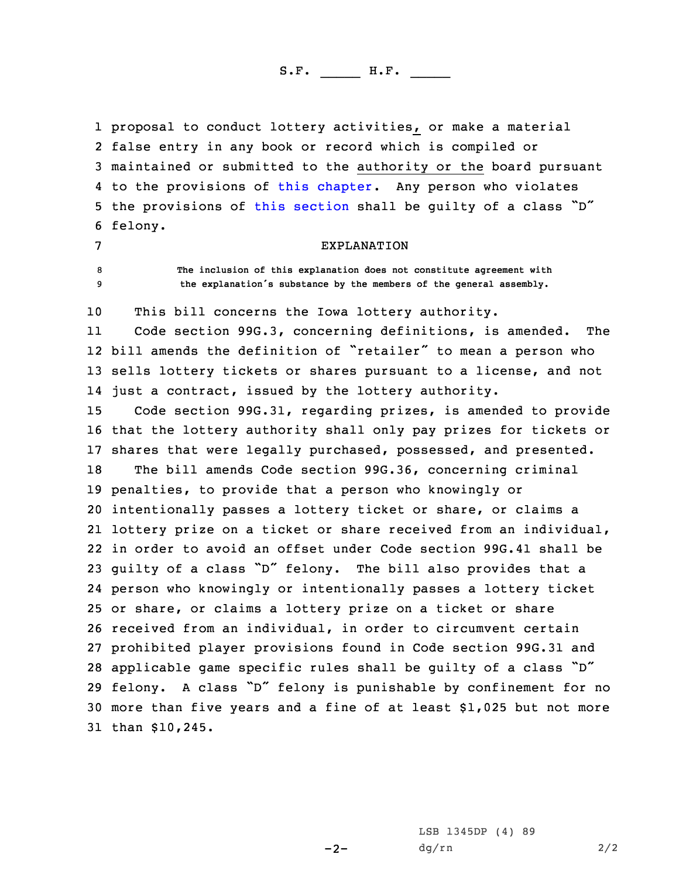proposal to conduct lottery activities, or make a material false entry in any book or record which is compiled or maintained or submitted to the authority or the board pursuant to the provisions of this chapter. Any person who violates the provisions of this section shall be guilty of a class "D" felony.

## EXPLANATION

The inclusion of this explanation does not constitute agreement with the explanation's substance by the members of the general assembly.

This bill concerns the Iowa lottery authority.

Code section 99G.3, concerning definitions, is amended. The bill amends the definition of "retailer" to mean a person who sells lottery tickets or shares pursuant to a license, and not just a contract, issued by the lottery authority.

Code section 99G.31, regarding prizes, is amended to provide that the lottery authority shall only pay prizes for tickets or shares that were legally purchased, possessed, and presented.

The bill amends Code section 99G.36, concerning criminal penalties, to provide that a person who knowingly or intentionally passes a lottery ticket or share, or claims a lottery prize on a ticket or share received from an individual, in order to avoid an offset under Code section 99G.41 shall be guilty of a class "D" felony. The bill also provides that a person who knowingly or intentionally passes a lottery ticket or share, or claims a lottery prize on a ticket or share received from an individual, in order to circumvent certain prohibited player provisions found in Code section 99G.31 and applicable game specific rules shall be guilty of a class "D" felony. A class "D" felony is punishable by confinement for no more than five years and a fine of at least $1,025 but not more than $10,245.

LSB 1345DP (4) 89
dg/rn